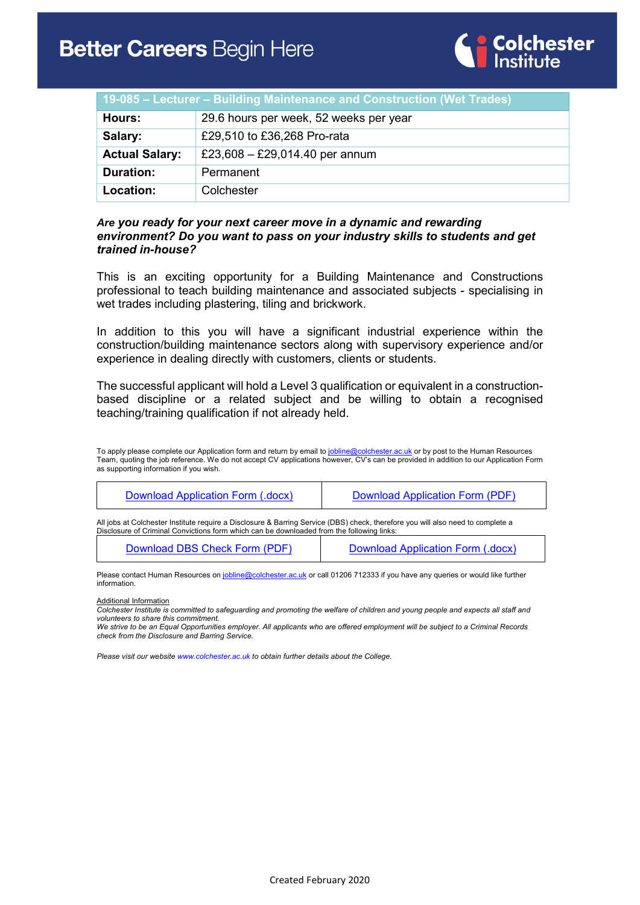# Better Careers Begin Here

Colchester Institute

| 19-085 – Lecturer – Building Maintenance and Construction (Wet Trades) | |
|---|---|
| **Hours:** | 29.6 hours per week, 52 weeks per year |
| **Salary:** | £29,510 to £36,268 Pro-rata |
| **Actual Salary:** | £23,608 – £29,014.40 per annum |
| **Duration:** | Permanent |
| **Location:** | Colchester |

***Are you ready for your next career move in a dynamic and rewarding environment? Do you want to pass on your industry skills to students and get trained in-house?***

This is an exciting opportunity for a Building Maintenance and Constructions professional to teach building maintenance and associated subjects - specialising in wet trades including plastering, tiling and brickwork.

In addition to this you will have a significant industrial experience within the construction/building maintenance sectors along with supervisory experience and/or experience in dealing directly with customers, clients or students.

The successful applicant will hold a Level 3 qualification or equivalent in a construction-based discipline or a related subject and be willing to obtain a recognised teaching/training qualification if not already held.

To apply please complete our Application form and return by email to jobline@colchester.ac.uk or by post to the Human Resources Team, quoting the job reference. We do not accept CV applications however, CV's can be provided in addition to our Application Form as supporting information if you wish.

| Download Application Form (.docx) | Download Application Form (PDF) |
|---|---|

All jobs at Colchester Institute require a Disclosure & Barring Service (DBS) check, therefore you will also need to complete a Disclosure of Criminal Convictions form which can be downloaded from the following links:

| Download DBS Check Form (PDF) | Download Application Form (.docx) |
|---|---|

Please contact Human Resources on jobline@colchester.ac.uk or call 01206 712333 if you have any queries or would like further information.

Additional Information

*Colchester Institute is committed to safeguarding and promoting the welfare of children and young people and expects all staff and volunteers to share this commitment.*

*We strive to be an Equal Opportunities employer. All applicants who are offered employment will be subject to a Criminal Records check from the Disclosure and Barring Service.*

*Please visit our website www.colchester.ac.uk to obtain further details about the College.*

Created February 2020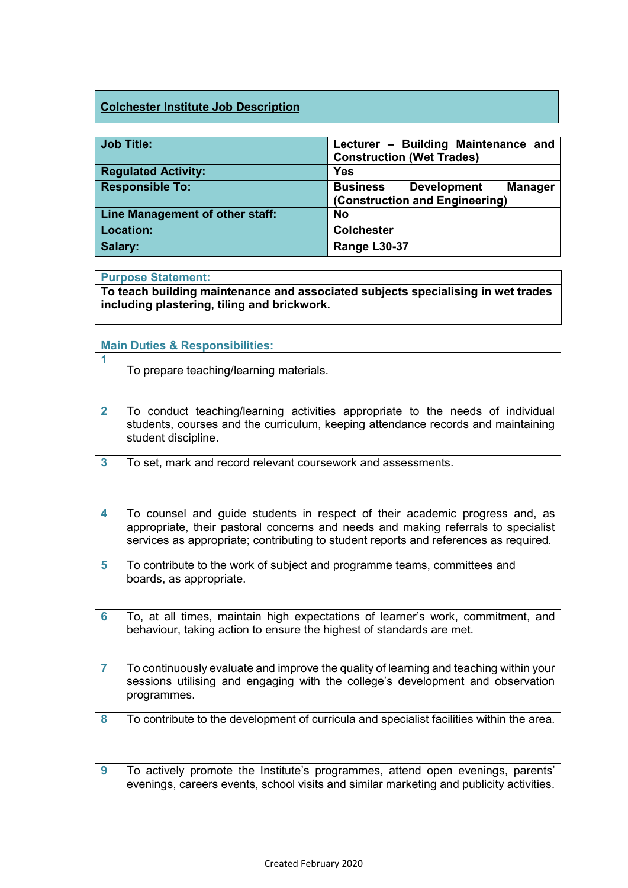## Colchester Institute Job Description

| Job Title: | Lecturer – Building Maintenance and Construction (Wet Trades) |
|---|---|
| Regulated Activity: | Yes |
| Responsible To: | Business Development Manager (Construction and Engineering) |
| Line Management of other staff: | No |
| Location: | Colchester |
| Salary: | Range L30-37 |

**Purpose Statement:**

**To teach building maintenance and associated subjects specialising in wet trades including plastering, tiling and brickwork.**

**Main Duties & Responsibilities:**

| | |
|---|---|
| 1 | To prepare teaching/learning materials. |
| 2 | To conduct teaching/learning activities appropriate to the needs of individual students, courses and the curriculum, keeping attendance records and maintaining student discipline. |
| 3 | To set, mark and record relevant coursework and assessments. |
| 4 | To counsel and guide students in respect of their academic progress and, as appropriate, their pastoral concerns and needs and making referrals to specialist services as appropriate; contributing to student reports and references as required. |
| 5 | To contribute to the work of subject and programme teams, committees and boards, as appropriate. |
| 6 | To, at all times, maintain high expectations of learner's work, commitment, and behaviour, taking action to ensure the highest of standards are met. |
| 7 | To continuously evaluate and improve the quality of learning and teaching within your sessions utilising and engaging with the college's development and observation programmes. |
| 8 | To contribute to the development of curricula and specialist facilities within the area. |
| 9 | To actively promote the Institute's programmes, attend open evenings, parents' evenings, careers events, school visits and similar marketing and publicity activities. |

Created February 2020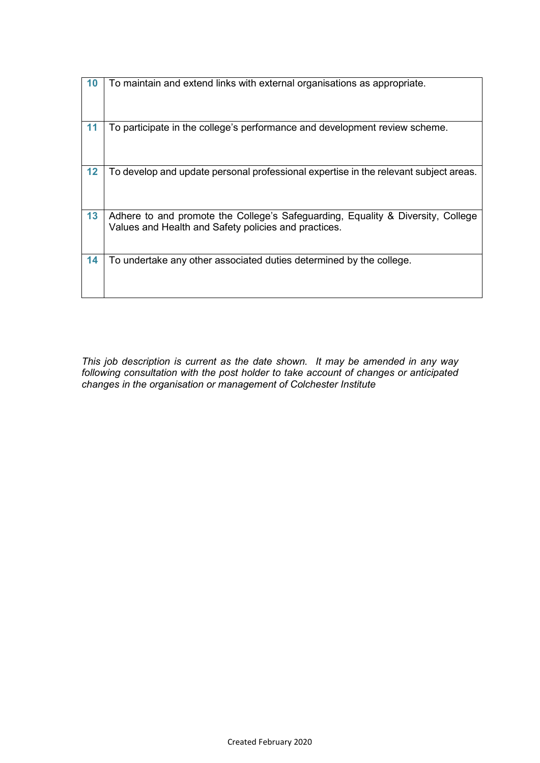| | |
|---|---|
| **10** | To maintain and extend links with external organisations as appropriate. |
| **11** | To participate in the college's performance and development review scheme. |
| **12** | To develop and update personal professional expertise in the relevant subject areas. |
| **13** | Adhere to and promote the College's Safeguarding, Equality & Diversity, College Values and Health and Safety policies and practices. |
| **14** | To undertake any other associated duties determined by the college. |

*This job description is current as the date shown. It may be amended in any way following consultation with the post holder to take account of changes or anticipated changes in the organisation or management of Colchester Institute*

Created February 2020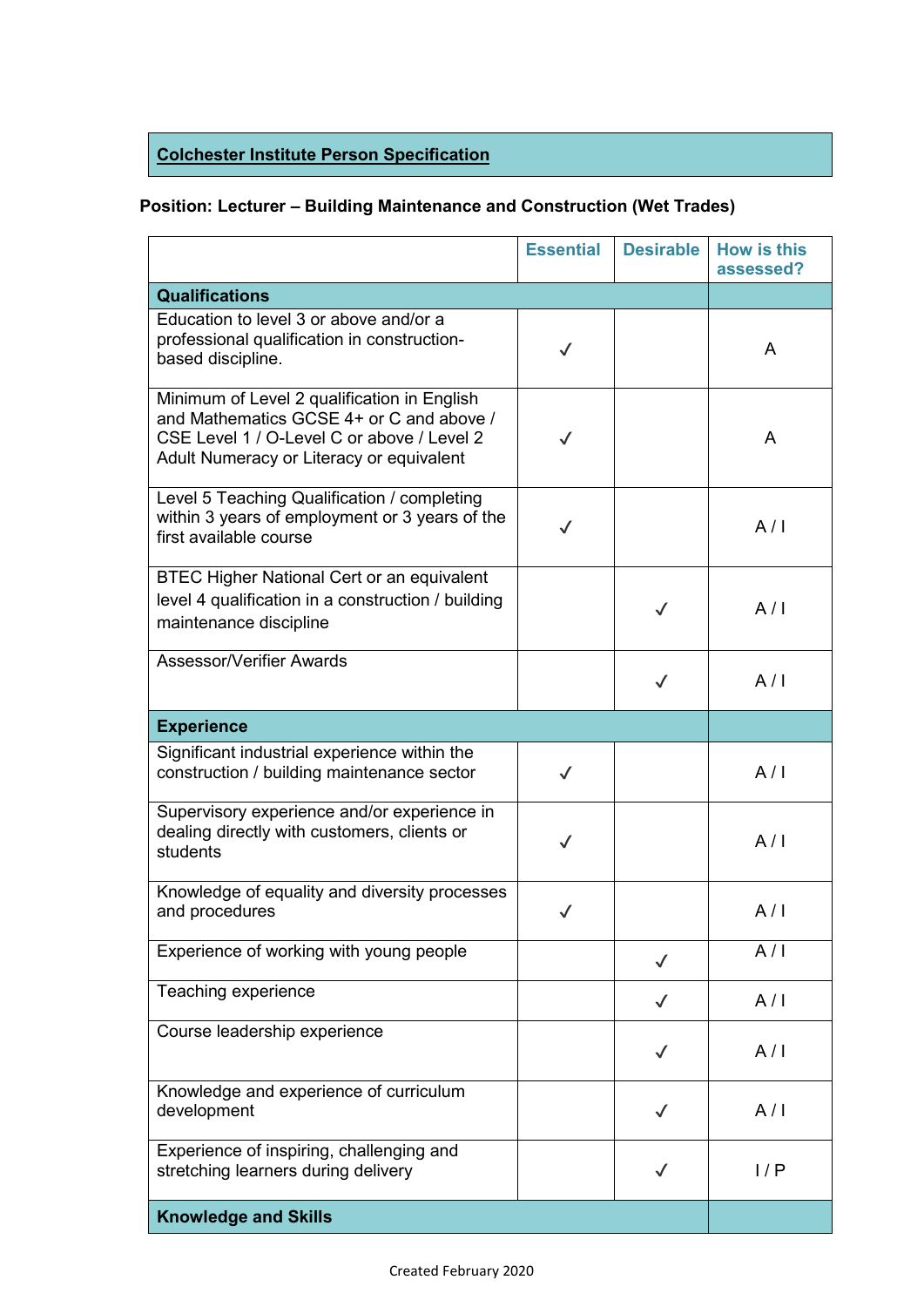**Colchester Institute Person Specification**

**Position: Lecturer – Building Maintenance and Construction (Wet Trades)**

| | Essential | Desirable | How is this assessed? |
|---|---|---|---|
| **Qualifications** | | | |
| Education to level 3 or above and/or a professional qualification in construction-based discipline. | ✓ | | A |
| Minimum of Level 2 qualification in English and Mathematics GCSE 4+ or C and above / CSE Level 1 / O-Level C or above / Level 2 Adult Numeracy or Literacy or equivalent | ✓ | | A |
| Level 5 Teaching Qualification / completing within 3 years of employment or 3 years of the first available course | ✓ | | A / I |
| BTEC Higher National Cert or an equivalent level 4 qualification in a construction / building maintenance discipline | | ✓ | A / I |
| Assessor/Verifier Awards | | ✓ | A / I |
| **Experience** | | | |
| Significant industrial experience within the construction / building maintenance sector | ✓ | | A / I |
| Supervisory experience and/or experience in dealing directly with customers, clients or students | ✓ | | A / I |
| Knowledge of equality and diversity processes and procedures | ✓ | | A / I |
| Experience of working with young people | | ✓ | A / I |
| Teaching experience | | ✓ | A / I |
| Course leadership experience | | ✓ | A / I |
| Knowledge and experience of curriculum development | | ✓ | A / I |
| Experience of inspiring, challenging and stretching learners during delivery | | ✓ | I / P |
| **Knowledge and Skills** | | | |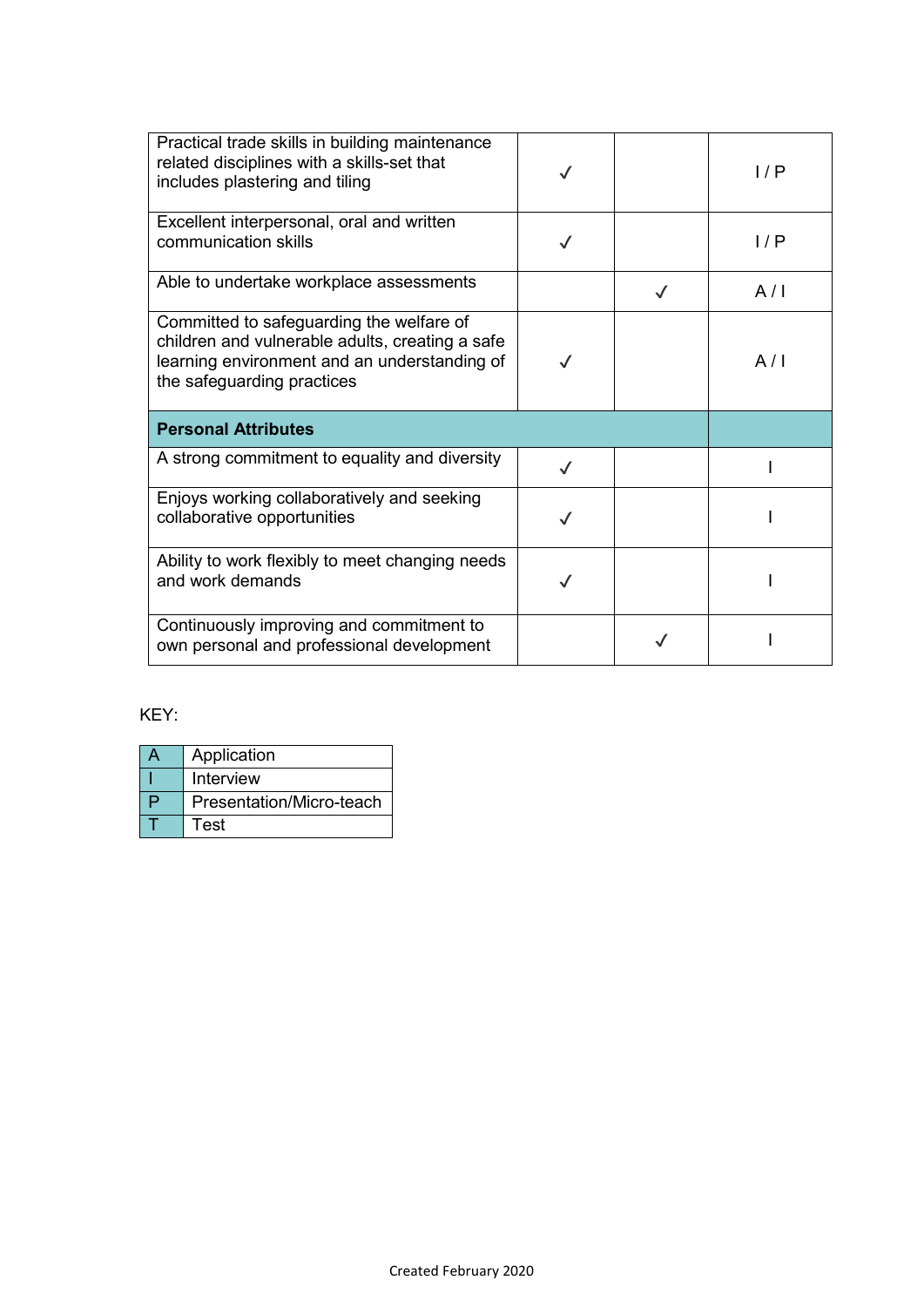| | | | |
|---|---|---|---|
| Practical trade skills in building maintenance related disciplines with a skills-set that includes plastering and tiling | ✓ | | I / P |
| Excellent interpersonal, oral and written communication skills | ✓ | | I / P |
| Able to undertake workplace assessments | | ✓ | A / I |
| Committed to safeguarding the welfare of children and vulnerable adults, creating a safe learning environment and an understanding of the safeguarding practices | ✓ | | A / I |
| **Personal Attributes** | | | |
| A strong commitment to equality and diversity | ✓ | | I |
| Enjoys working collaboratively and seeking collaborative opportunities | ✓ | | I |
| Ability to work flexibly to meet changing needs and work demands | ✓ | | I |
| Continuously improving and commitment to own personal and professional development | | ✓ | I |

KEY:

| | |
|---|---|
| A | Application |
| I | Interview |
| P | Presentation/Micro-teach |
| T | Test |

Created February 2020